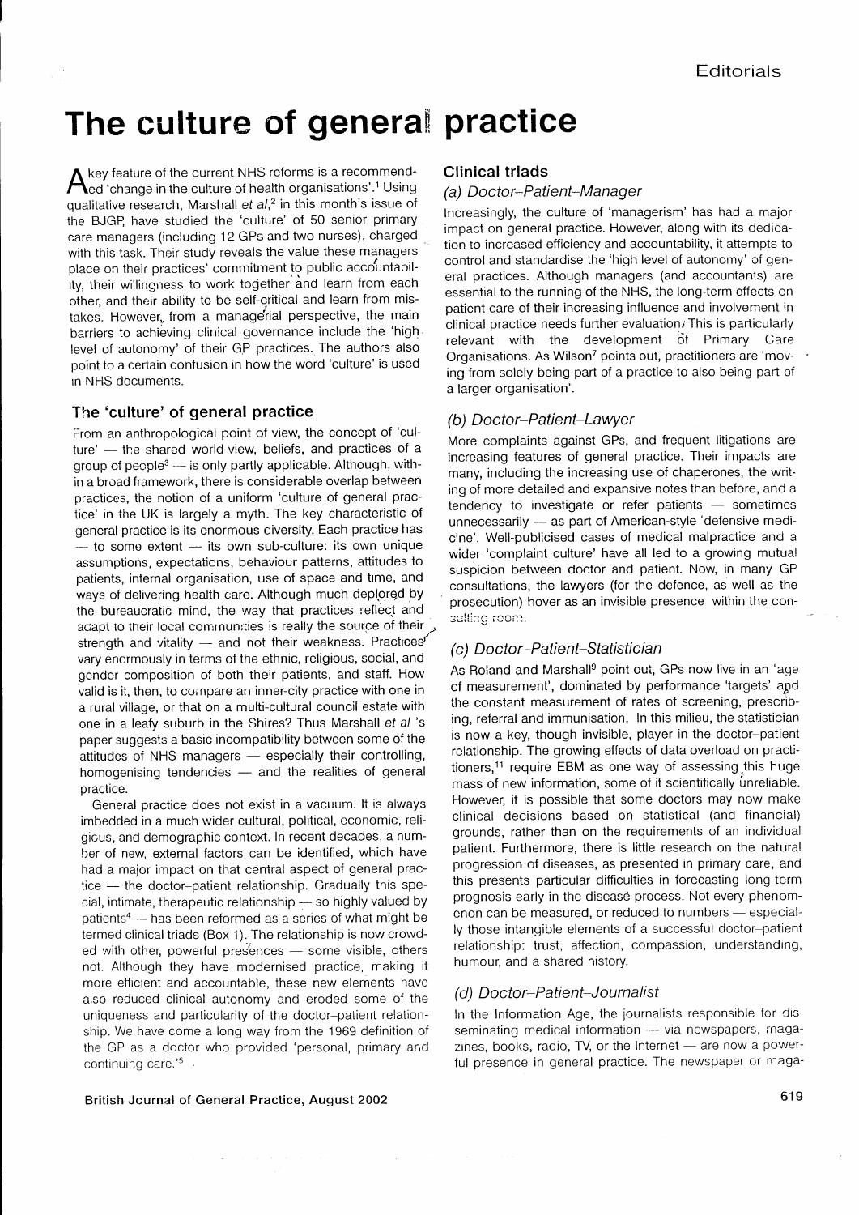# The culture of general practice

A key feature of the current NHS reforms is a recommended 'change in the culture of health organisations'.[1] Using qualitative research, Marshall *et al*,[2] in this month's issue of the BJGP, have studied the 'culture' of 50 senior primary care managers (including 12 GPs and two nurses), charged with this task. Their study reveals the value these managers place on their practices' commitment to public accountability, their willingness to work together and learn from each other, and their ability to be self-critical and learn from mistakes. However, from a managerial perspective, the main barriers to achieving clinical governance include the 'high level of autonomy' of their GP practices. The authors also point to a certain confusion in how the word 'culture' is used in NHS documents.

## The 'culture' of general practice

From an anthropological point of view, the concept of 'culture' — the shared world-view, beliefs, and practices of a group of people[3] — is only partly applicable. Although, within a broad framework, there is considerable overlap between practices, the notion of a uniform 'culture of general practice' in the UK is largely a myth. The key characteristic of general practice is its enormous diversity. Each practice has — to some extent — its own sub-culture: its own unique assumptions, expectations, behaviour patterns, attitudes to patients, internal organisation, use of space and time, and ways of delivering health care. Although much deplored by the bureaucratic mind, the way that practices reflect and adapt to their local communities is really the source of their strength and vitality — and not their weakness. Practices vary enormously in terms of the ethnic, religious, social, and gender composition of both their patients, and staff. How valid is it, then, to compare an inner-city practice with one in a rural village, or that on a multi-cultural council estate with one in a leafy suburb in the Shires? Thus Marshall *et al* 's paper suggests a basic incompatibility between some of the attitudes of NHS managers — especially their controlling, homogenising tendencies — and the realities of general practice.

General practice does not exist in a vacuum. It is always imbedded in a much wider cultural, political, economic, religious, and demographic context. In recent decades, a number of new, external factors can be identified, which have had a major impact on that central aspect of general practice — the doctor–patient relationship. Gradually this special, intimate, therapeutic relationship — so highly valued by patients[4] — has been reformed as a series of what might be termed clinical triads (Box 1). The relationship is now crowded with other, powerful presences — some visible, others not. Although they have modernised practice, making it more efficient and accountable, these new elements have also reduced clinical autonomy and eroded some of the uniqueness and particularity of the doctor–patient relationship. We have come a long way from the 1969 definition of the GP as a doctor who provided 'personal, primary and continuing care.'[5]

## Clinical triads

### *(a) Doctor–Patient–Manager*

Increasingly, the culture of 'managerism' has had a major impact on general practice. However, along with its dedication to increased efficiency and accountability, it attempts to control and standardise the 'high level of autonomy' of general practices. Although managers (and accountants) are essential to the running of the NHS, the long-term effects on patient care of their increasing influence and involvement in clinical practice needs further evaluation. This is particularly relevant with the development of Primary Care Organisations. As Wilson[7] points out, practitioners are 'moving from solely being part of a practice to also being part of a larger organisation'.

### *(b) Doctor–Patient–Lawyer*

More complaints against GPs, and frequent litigations are increasing features of general practice. Their impacts are many, including the increasing use of chaperones, the writing of more detailed and expansive notes than before, and a tendency to investigate or refer patients — sometimes unnecessarily — as part of American-style 'defensive medicine'. Well-publicised cases of medical malpractice and a wider 'complaint culture' have all led to a growing mutual suspicion between doctor and patient. Now, in many GP consultations, the lawyers (for the defence, as well as the prosecution) hover as an invisible presence within the consulting room.

### *(c) Doctor–Patient–Statistician*

As Roland and Marshall[9] point out, GPs now live in an 'age of measurement', dominated by performance 'targets' and the constant measurement of rates of screening, prescribing, referral and immunisation. In this milieu, the statistician is now a key, though invisible, player in the doctor–patient relationship. The growing effects of data overload on practitioners,[11] require EBM as one way of assessing this huge mass of new information, some of it scientifically unreliable. However, it is possible that some doctors may now make clinical decisions based on statistical (and financial) grounds, rather than on the requirements of an individual patient. Furthermore, there is little research on the natural progression of diseases, as presented in primary care, and this presents particular difficulties in forecasting long-term prognosis early in the disease process. Not every phenomenon can be measured, or reduced to numbers — especially those intangible elements of a successful doctor–patient relationship: trust, affection, compassion, understanding, humour, and a shared history.

### *(d) Doctor–Patient–Journalist*

In the Information Age, the journalists responsible for disseminating medical information — via newspapers, magazines, books, radio, TV, or the Internet — are now a powerful presence in general practice. The newspaper or maga-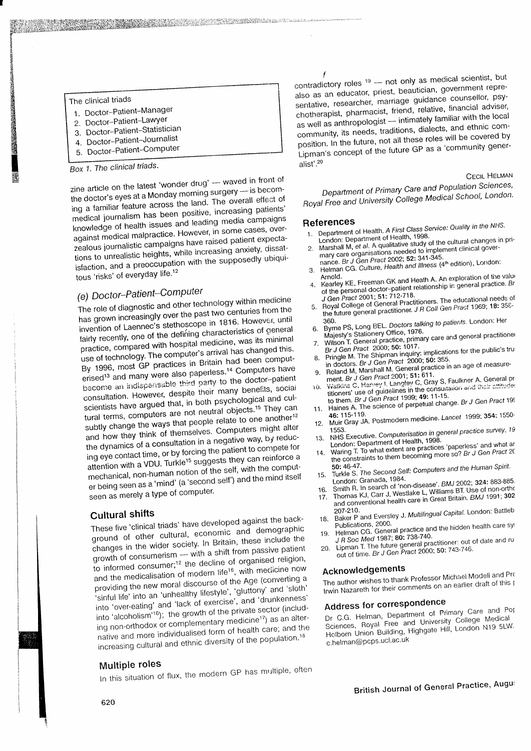The clinical triads

1. Doctor–Patient–Manager
2. Doctor–Patient–Lawyer
3. Doctor–Patient–Statistician
4. Doctor–Patient–Journalist
5. Doctor–Patient–Computer

*Box 1. The clinical triads.*

zine article on the latest 'wonder drug' — waved in front of the doctor's eyes at a Monday morning surgery — is becoming a familiar feature across the land. The overall effect of medical journalism has been positive, increasing patients' knowledge of health issues and leading media campaigns against medical malpractice. However, in some cases, overzealous journalistic campaigns have raised patient expectations to unrealistic heights, while increasing anxiety, dissatisfaction, and a preoccupation with the supposedly ubiquitous 'risks' of everyday life.[12]

### *(e) Doctor–Patient–Computer*

The role of diagnostic and other technology within medicine has grown increasingly over the past two centuries from the invention of Laennec's stethoscope in 1816. However, until fairly recently, one of the defining characteristics of general practice, compared with hospital medicine, was its minimal use of technology. The computer's arrival has changed this. By 1996, most GP practices in Britain had been computerised[13] and many were also paperless.[14] Computers have become an indispensable third party to the doctor–patient consultation. However, despite their many benefits, social scientists have argued that, in both psychological and cultural terms, computers are not neutral objects.[15] They can subtly change the ways that people relate to one another[12] and how they think of themselves. Computers might alter the dynamics of a consultation in a negative way, by reducing eye contact time, or by forcing the patient to compete for attention with a VDU. Turkle[15] suggests they can reinforce a mechanical, non-human notion of the self, with the computer being seen as a 'mind' (a 'second self') and the mind itself seen as merely a type of computer.

## Cultural shifts

These five 'clinical triads' have developed against the background of other cultural, economic and demographic changes in the wider society. In Britain, these include the growth of consumerism — with a shift from passive patient to informed consumer;[12] the decline of organised religion, and the medicalisation of modern life[16], with medicine now providing the new moral discourse of the Age (converting a 'sinful life' into an 'unhealthy lifestyle', 'gluttony' and 'sloth' into 'over-eating' and 'lack of exercise', and 'drunkenness' into 'alcoholism'[16]); the growth of the private sector (including non-orthodox or complementary medicine[17]) as an alternative and more individualised form of health care; and the increasing cultural and ethnic diversity of the population.[18]

## Multiple roles

In this situation of flux, the modern GP has multiple, often contradictory roles [19] — not only as medical scientist, but also as an educator, priest, beautician, government representative, researcher, marriage guidance counsellor, psychotherapist, pharmacist, friend, relative, financial adviser, as well as anthropologist — intimately familiar with the local community, its needs, traditions, dialects, and ethnic composition. In the future, not all these roles will be covered by Lipman's concept of the future GP as a 'community generalist'.[20]

CECIL HELMAN

*Department of Primary Care and Population Sciences, Royal Free and University College Medical School, London.*

## References

1. Department of Health. *A First Class Service: Quality in the NHS.* London: Department of Health, 1998.
2. Marshall M, *et al.* A qualitative study of the cultural changes in primary care organisations needed to implement clinical governance. *Br J Gen Pract* 2002; **52:** 341-345.
3. Helman CG. *Culture, Health and Illness* (4th edition), London: Arnold.
4. Kearley KE, Freeman GK and Heath A. An exploration of the valu of the personal doctor–patient relationship in general practice. *Br J Gen Pract* 2001; **51:** 712-718.
5. Royal College of General Practitioners. The educational needs of the future general practitioner. *J R Coll Gen Pract* 1969; **18:** 358-360.
6. Byrne PS, Long BEL. *Doctors talking to patients.* London: Her Majesty's Stationery Office, 1976.
7. Wilson T. General practice, primary care and general practitione *Br J Gen Pract* 2000; **50:** 1017.
8. Pringle M. The Shipman inquiry: implications for the public's tru in doctors. *Br J Gen Pract* 2000; **50:** 355.
9. Roland M, Marshall M. General practice in an age of measurement. *Br J Gen Pract* 2001; **51:** 611.
10. Watkins C, Harvey I, Langley C, Gray S, Faulkner A. General pr titioners' use of guidelines in the consultation and their attitude to them. *Br J Gen Pract* 1999; **49:** 11-15.
11. Haines A. The science of perpetual change. *Br J Gen Pract* 19 **46:** 115-119.
12. Muir Gray JA. Postmodern medicine. *Lancet* 1999; **354:** 1550-1553.
13. NHS Executive. *Computerisation in general practice survey, 19* London: Department of Health, 1998.
14. Waring T. To what extent are practices 'paperless' and what ar the constraints to them becoming more so? *Br J Gen Pract* 2C **50:** 46-47.
15. Turkle S. *The Second Self: Computers and the Human Spirit.* London: Granada, 1984.
16. Smith R. In search of 'non-disease'. *BMJ* 2002; **324:** 883-885.
17. Thomas KJ, Carr J, Westlake L, Williams BT. Use of non-ortho and conventional health care in Great Britain. *BMJ* 1991; **302** 207-210.
18. Baker P and Eversley J. *Multilingual Capital.* London: Battleb Publications, 2000.
19. Helman CG. General practice and the hidden health care sy *J R Soc Med* 1987; **80:** 738-740.
20. Lipman T. The future general practitioner: out of date and ru out of time. *Br J Gen Pract* 2000; **50:** 743-746.

## Acknowledgements

The author wishes to thank Professor Michael Modell and Pr Irwin Nazareth for their comments on an earlier draft of this p

## Address for correspondence

Dr C.G. Helman, Department of Primary Care and Po Sciences, Royal Free and University College Medical Holborn Union Building, Highgate Hill, London N19 5LW. c.helman@pcps.ucl.ac.uk